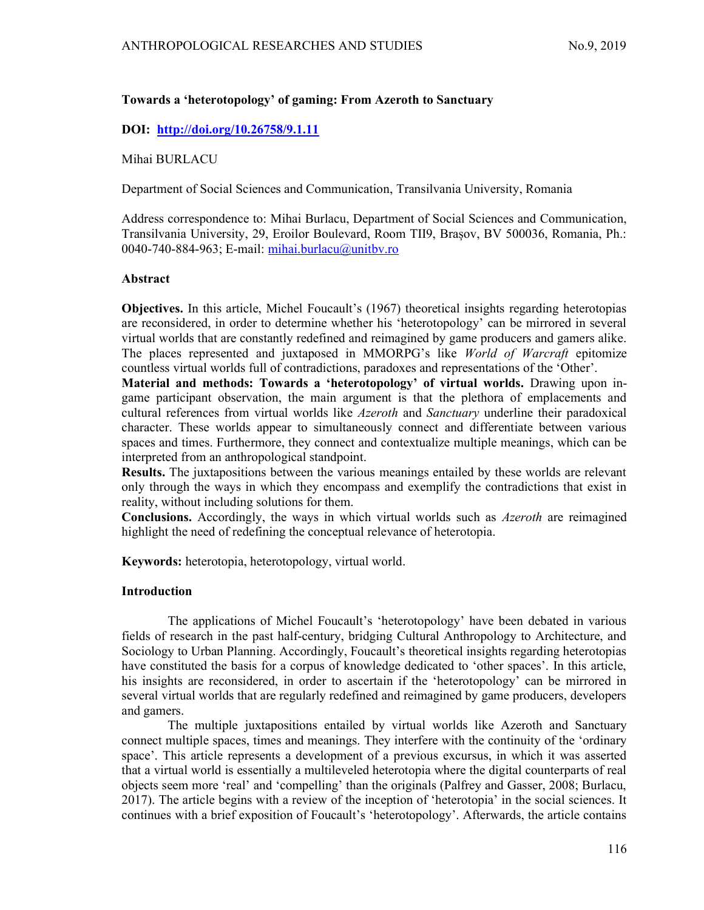# Towards a 'heterotopology' of gaming: From Azeroth to Sanctuary

**DOI: [http://doi.org/10.26758/9.1.11](http://doi.org/10.26758/9.1.11)**

Mihai BURLACU

Department of Social Sciences and Communication, Transilvania University, Romania

Address correspondence to: Mihai Burlacu, Department of Social Sciences and Communication, Transilvania University, 29, Eroilor Boulevard, Room TII9, Brașov, BV 500036, Romania, Ph.: 0040-740-884-963; E-mail: mihai.burlacu@unitbv.ro

## Abstract

**Objectives.** In this article, Michel Foucault's (1967) theoretical insights regarding heterotopias are reconsidered, in order to determine whether his 'heterotopology' can be mirrored in several virtual worlds that are constantly redefined and reimagined by game producers and gamers alike. The places represented and juxtaposed in MMORPG's like *World of Warcraft* epitomize countless virtual worlds full of contradictions, paradoxes and representations of the 'Other'.

**Material and methods: Towards a 'heterotopology' of virtual worlds.** Drawing upon in-game participant observation, the main argument is that the plethora of emplacements and cultural references from virtual worlds like *Azeroth* and *Sanctuary* underline their paradoxical character. These worlds appear to simultaneously connect and differentiate between various spaces and times. Furthermore, they connect and contextualize multiple meanings, which can be interpreted from an anthropological standpoint.

**Results.** The juxtapositions between the various meanings entailed by these worlds are relevant only through the ways in which they encompass and exemplify the contradictions that exist in reality, without including solutions for them.

**Conclusions.** Accordingly, the ways in which virtual worlds such as *Azeroth* are reimagined highlight the need of redefining the conceptual relevance of heterotopia.

**Keywords:** heterotopia, heterotopology, virtual world.

## Introduction

The applications of Michel Foucault's 'heterotopology' have been debated in various fields of research in the past half-century, bridging Cultural Anthropology to Architecture, and Sociology to Urban Planning. Accordingly, Foucault's theoretical insights regarding heterotopias have constituted the basis for a corpus of knowledge dedicated to 'other spaces'. In this article, his insights are reconsidered, in order to ascertain if the 'heterotopology' can be mirrored in several virtual worlds that are regularly redefined and reimagined by game producers, developers and gamers.

The multiple juxtapositions entailed by virtual worlds like Azeroth and Sanctuary connect multiple spaces, times and meanings. They interfere with the continuity of the 'ordinary space'. This article represents a development of a previous excursus, in which it was asserted that a virtual world is essentially a multileveled heterotopia where the digital counterparts of real objects seem more 'real' and 'compelling' than the originals (Palfrey and Gasser, 2008; Burlacu, 2017). The article begins with a review of the inception of 'heterotopia' in the social sciences. It continues with a brief exposition of Foucault's 'heterotopology'. Afterwards, the article contains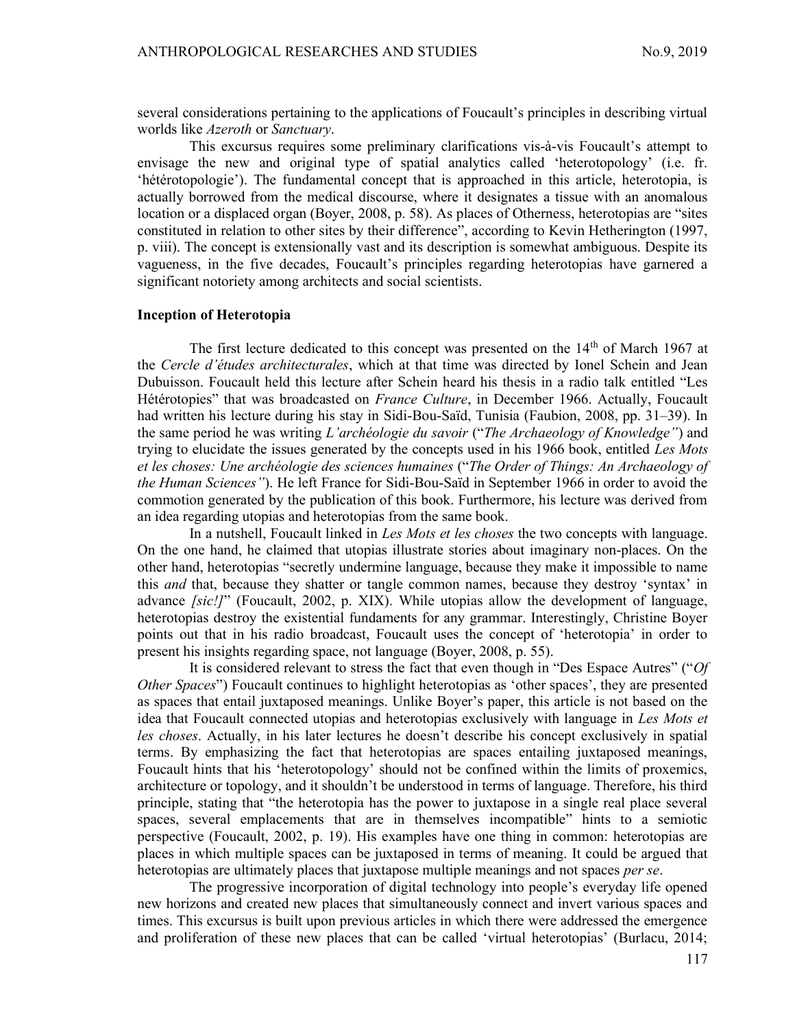several considerations pertaining to the applications of Foucault's principles in describing virtual worlds like *Azeroth* or *Sanctuary*.

This excursus requires some preliminary clarifications vis-à-vis Foucault's attempt to envisage the new and original type of spatial analytics called 'heterotopology' (i.e. fr. 'hétérotopologie'). The fundamental concept that is approached in this article, heterotopia, is actually borrowed from the medical discourse, where it designates a tissue with an anomalous location or a displaced organ (Boyer, 2008, p. 58). As places of Otherness, heterotopias are "sites constituted in relation to other sites by their difference", according to Kevin Hetherington (1997, p. viii). The concept is extensionally vast and its description is somewhat ambiguous. Despite its vagueness, in the five decades, Foucault's principles regarding heterotopias have garnered a significant notoriety among architects and social scientists.

**Inception of Heterotopia**

The first lecture dedicated to this concept was presented on the 14th of March 1967 at the *Cercle d'études architecturales*, which at that time was directed by Ionel Schein and Jean Dubuisson. Foucault held this lecture after Schein heard his thesis in a radio talk entitled "Les Hétérotopies" that was broadcasted on *France Culture*, in December 1966. Actually, Foucault had written his lecture during his stay in Sidi-Bou-Saïd, Tunisia (Faubion, 2008, pp. 31–39). In the same period he was writing *L'archéologie du savoir* ("*The Archaeology of Knowledge"*) and trying to elucidate the issues generated by the concepts used in his 1966 book, entitled *Les Mots et les choses: Une archéologie des sciences humaines* ("*The Order of Things: An Archaeology of the Human Sciences"*). He left France for Sidi-Bou-Saïd in September 1966 in order to avoid the commotion generated by the publication of this book. Furthermore, his lecture was derived from an idea regarding utopias and heterotopias from the same book.

In a nutshell, Foucault linked in *Les Mots et les choses* the two concepts with language. On the one hand, he claimed that utopias illustrate stories about imaginary non-places. On the other hand, heterotopias "secretly undermine language, because they make it impossible to name this *and* that, because they shatter or tangle common names, because they destroy 'syntax' in advance *[sic!]*" (Foucault, 2002, p. XIX). While utopias allow the development of language, heterotopias destroy the existential fundaments for any grammar. Interestingly, Christine Boyer points out that in his radio broadcast, Foucault uses the concept of 'heterotopia' in order to present his insights regarding space, not language (Boyer, 2008, p. 55).

It is considered relevant to stress the fact that even though in "Des Espace Autres" ("*Of Other Spaces*") Foucault continues to highlight heterotopias as 'other spaces', they are presented as spaces that entail juxtaposed meanings. Unlike Boyer's paper, this article is not based on the idea that Foucault connected utopias and heterotopias exclusively with language in *Les Mots et les choses*. Actually, in his later lectures he doesn't describe his concept exclusively in spatial terms. By emphasizing the fact that heterotopias are spaces entailing juxtaposed meanings, Foucault hints that his 'heterotopology' should not be confined within the limits of proxemics, architecture or topology, and it shouldn't be understood in terms of language. Therefore, his third principle, stating that "the heterotopia has the power to juxtapose in a single real place several spaces, several emplacements that are in themselves incompatible" hints to a semiotic perspective (Foucault, 2002, p. 19). His examples have one thing in common: heterotopias are places in which multiple spaces can be juxtaposed in terms of meaning. It could be argued that heterotopias are ultimately places that juxtapose multiple meanings and not spaces *per se*.

The progressive incorporation of digital technology into people's everyday life opened new horizons and created new places that simultaneously connect and invert various spaces and times. This excursus is built upon previous articles in which there were addressed the emergence and proliferation of these new places that can be called 'virtual heterotopias' (Burlacu, 2014;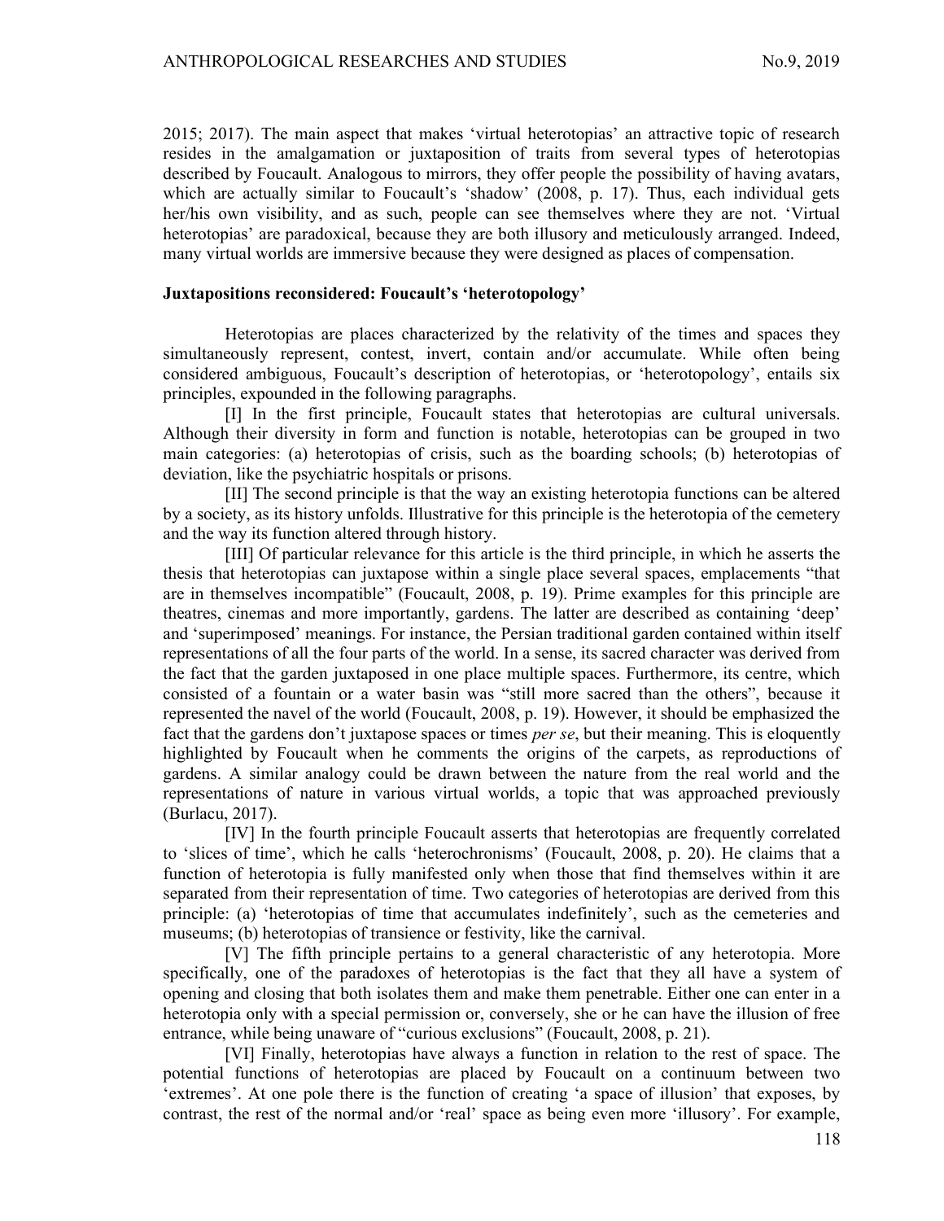2015; 2017). The main aspect that makes 'virtual heterotopias' an attractive topic of research resides in the amalgamation or juxtaposition of traits from several types of heterotopias described by Foucault. Analogous to mirrors, they offer people the possibility of having avatars, which are actually similar to Foucault's 'shadow' (2008, p. 17). Thus, each individual gets her/his own visibility, and as such, people can see themselves where they are not. 'Virtual heterotopias' are paradoxical, because they are both illusory and meticulously arranged. Indeed, many virtual worlds are immersive because they were designed as places of compensation.

## Juxtapositions reconsidered: Foucault's 'heterotopology'

Heterotopias are places characterized by the relativity of the times and spaces they simultaneously represent, contest, invert, contain and/or accumulate. While often being considered ambiguous, Foucault's description of heterotopias, or 'heterotopology', entails six principles, expounded in the following paragraphs.

[I] In the first principle, Foucault states that heterotopias are cultural universals. Although their diversity in form and function is notable, heterotopias can be grouped in two main categories: (a) heterotopias of crisis, such as the boarding schools; (b) heterotopias of deviation, like the psychiatric hospitals or prisons.

[II] The second principle is that the way an existing heterotopia functions can be altered by a society, as its history unfolds. Illustrative for this principle is the heterotopia of the cemetery and the way its function altered through history.

[III] Of particular relevance for this article is the third principle, in which he asserts the thesis that heterotopias can juxtapose within a single place several spaces, emplacements "that are in themselves incompatible" (Foucault, 2008, p. 19). Prime examples for this principle are theatres, cinemas and more importantly, gardens. The latter are described as containing 'deep' and 'superimposed' meanings. For instance, the Persian traditional garden contained within itself representations of all the four parts of the world. In a sense, its sacred character was derived from the fact that the garden juxtaposed in one place multiple spaces. Furthermore, its centre, which consisted of a fountain or a water basin was "still more sacred than the others", because it represented the navel of the world (Foucault, 2008, p. 19). However, it should be emphasized the fact that the gardens don't juxtapose spaces or times *per se*, but their meaning. This is eloquently highlighted by Foucault when he comments the origins of the carpets, as reproductions of gardens. A similar analogy could be drawn between the nature from the real world and the representations of nature in various virtual worlds, a topic that was approached previously (Burlacu, 2017).

[IV] In the fourth principle Foucault asserts that heterotopias are frequently correlated to 'slices of time', which he calls 'heterochronisms' (Foucault, 2008, p. 20). He claims that a function of heterotopia is fully manifested only when those that find themselves within it are separated from their representation of time. Two categories of heterotopias are derived from this principle: (a) 'heterotopias of time that accumulates indefinitely', such as the cemeteries and museums; (b) heterotopias of transience or festivity, like the carnival.

[V] The fifth principle pertains to a general characteristic of any heterotopia. More specifically, one of the paradoxes of heterotopias is the fact that they all have a system of opening and closing that both isolates them and make them penetrable. Either one can enter in a heterotopia only with a special permission or, conversely, she or he can have the illusion of free entrance, while being unaware of "curious exclusions" (Foucault, 2008, p. 21).

[VI] Finally, heterotopias have always a function in relation to the rest of space. The potential functions of heterotopias are placed by Foucault on a continuum between two 'extremes'. At one pole there is the function of creating 'a space of illusion' that exposes, by contrast, the rest of the normal and/or 'real' space as being even more 'illusory'. For example,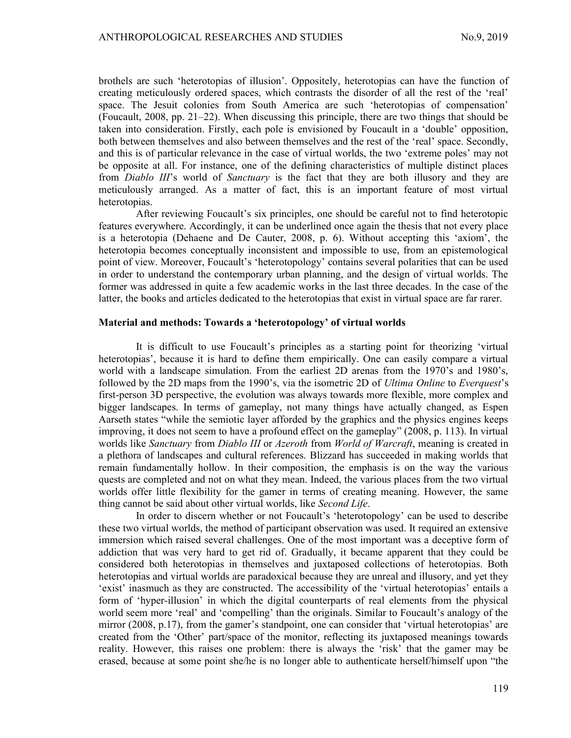brothels are such 'heterotopias of illusion'. Oppositely, heterotopias can have the function of creating meticulously ordered spaces, which contrasts the disorder of all the rest of the 'real' space. The Jesuit colonies from South America are such 'heterotopias of compensation' (Foucault, 2008, pp. 21–22). When discussing this principle, there are two things that should be taken into consideration. Firstly, each pole is envisioned by Foucault in a 'double' opposition, both between themselves and also between themselves and the rest of the 'real' space. Secondly, and this is of particular relevance in the case of virtual worlds, the two 'extreme poles' may not be opposite at all. For instance, one of the defining characteristics of multiple distinct places from *Diablo III*'s world of *Sanctuary* is the fact that they are both illusory and they are meticulously arranged. As a matter of fact, this is an important feature of most virtual heterotopias.

After reviewing Foucault's six principles, one should be careful not to find heterotopic features everywhere. Accordingly, it can be underlined once again the thesis that not every place is a heterotopia (Dehaene and De Cauter, 2008, p. 6). Without accepting this 'axiom', the heterotopia becomes conceptually inconsistent and impossible to use, from an epistemological point of view. Moreover, Foucault's 'heterotopology' contains several polarities that can be used in order to understand the contemporary urban planning, and the design of virtual worlds. The former was addressed in quite a few academic works in the last three decades. In the case of the latter, the books and articles dedicated to the heterotopias that exist in virtual space are far rarer.

## Material and methods: Towards a 'heterotopology' of virtual worlds

It is difficult to use Foucault's principles as a starting point for theorizing 'virtual heterotopias', because it is hard to define them empirically. One can easily compare a virtual world with a landscape simulation. From the earliest 2D arenas from the 1970's and 1980's, followed by the 2D maps from the 1990's, via the isometric 2D of *Ultima Online* to *Everquest*'s first-person 3D perspective, the evolution was always towards more flexible, more complex and bigger landscapes. In terms of gameplay, not many things have actually changed, as Espen Aarseth states "while the semiotic layer afforded by the graphics and the physics engines keeps improving, it does not seem to have a profound effect on the gameplay" (2008, p. 113). In virtual worlds like *Sanctuary* from *Diablo III* or *Azeroth* from *World of Warcraft*, meaning is created in a plethora of landscapes and cultural references. Blizzard has succeeded in making worlds that remain fundamentally hollow. In their composition, the emphasis is on the way the various quests are completed and not on what they mean. Indeed, the various places from the two virtual worlds offer little flexibility for the gamer in terms of creating meaning. However, the same thing cannot be said about other virtual worlds, like *Second Life*.

In order to discern whether or not Foucault's 'heterotopology' can be used to describe these two virtual worlds, the method of participant observation was used. It required an extensive immersion which raised several challenges. One of the most important was a deceptive form of addiction that was very hard to get rid of. Gradually, it became apparent that they could be considered both heterotopias in themselves and juxtaposed collections of heterotopias. Both heterotopias and virtual worlds are paradoxical because they are unreal and illusory, and yet they 'exist' inasmuch as they are constructed. The accessibility of the 'virtual heterotopias' entails a form of 'hyper-illusion' in which the digital counterparts of real elements from the physical world seem more 'real' and 'compelling' than the originals. Similar to Foucault's analogy of the mirror (2008, p.17), from the gamer's standpoint, one can consider that 'virtual heterotopias' are created from the 'Other' part/space of the monitor, reflecting its juxtaposed meanings towards reality. However, this raises one problem: there is always the 'risk' that the gamer may be erased, because at some point she/he is no longer able to authenticate herself/himself upon "the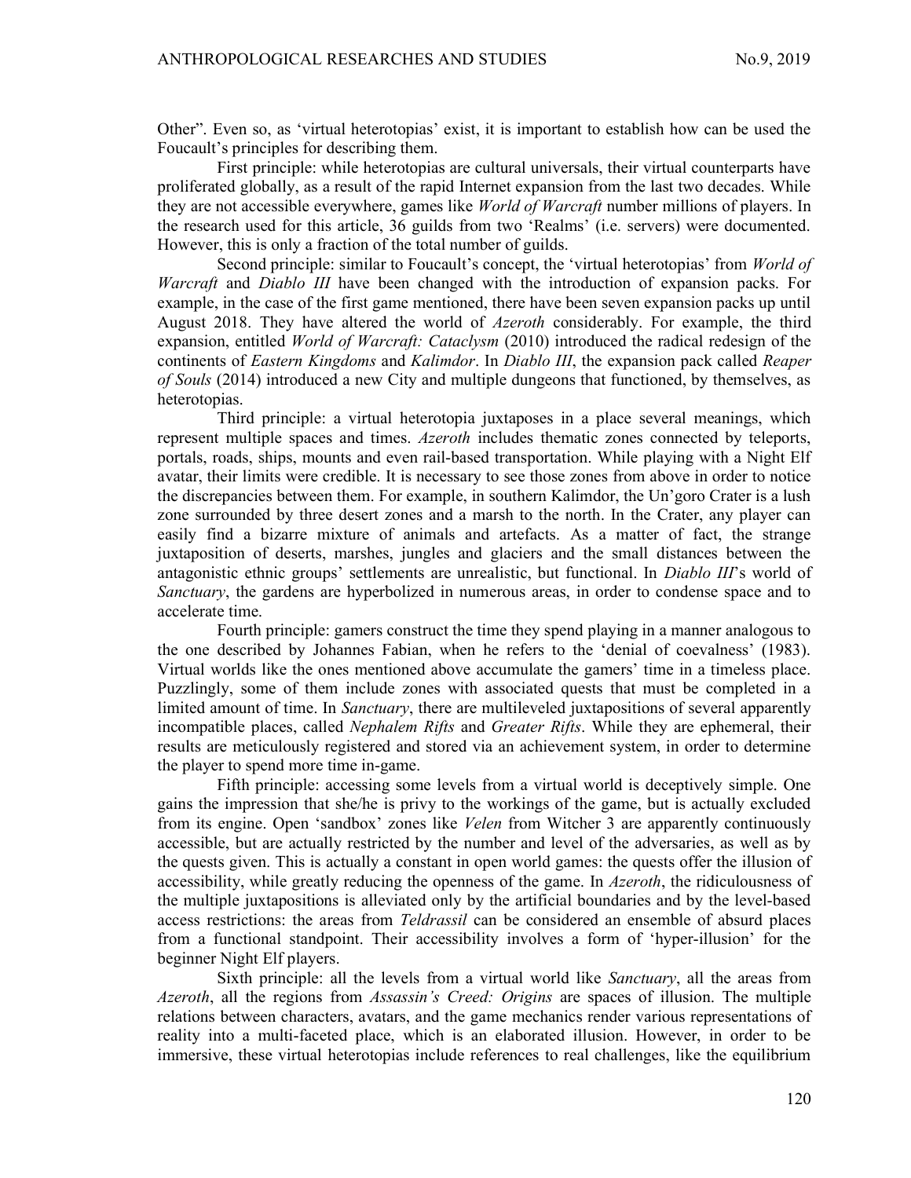Other". Even so, as 'virtual heterotopias' exist, it is important to establish how can be used the Foucault's principles for describing them.

First principle: while heterotopias are cultural universals, their virtual counterparts have proliferated globally, as a result of the rapid Internet expansion from the last two decades. While they are not accessible everywhere, games like *World of Warcraft* number millions of players. In the research used for this article, 36 guilds from two 'Realms' (i.e. servers) were documented. However, this is only a fraction of the total number of guilds.

Second principle: similar to Foucault's concept, the 'virtual heterotopias' from *World of Warcraft* and *Diablo III* have been changed with the introduction of expansion packs. For example, in the case of the first game mentioned, there have been seven expansion packs up until August 2018. They have altered the world of *Azeroth* considerably. For example, the third expansion, entitled *World of Warcraft: Cataclysm* (2010) introduced the radical redesign of the continents of *Eastern Kingdoms* and *Kalimdor*. In *Diablo III*, the expansion pack called *Reaper of Souls* (2014) introduced a new City and multiple dungeons that functioned, by themselves, as heterotopias.

Third principle: a virtual heterotopia juxtaposes in a place several meanings, which represent multiple spaces and times. *Azeroth* includes thematic zones connected by teleports, portals, roads, ships, mounts and even rail-based transportation. While playing with a Night Elf avatar, their limits were credible. It is necessary to see those zones from above in order to notice the discrepancies between them. For example, in southern Kalimdor, the Un'goro Crater is a lush zone surrounded by three desert zones and a marsh to the north. In the Crater, any player can easily find a bizarre mixture of animals and artefacts. As a matter of fact, the strange juxtaposition of deserts, marshes, jungles and glaciers and the small distances between the antagonistic ethnic groups' settlements are unrealistic, but functional. In *Diablo III*'s world of *Sanctuary*, the gardens are hyperbolized in numerous areas, in order to condense space and to accelerate time.

Fourth principle: gamers construct the time they spend playing in a manner analogous to the one described by Johannes Fabian, when he refers to the 'denial of coevalness' (1983). Virtual worlds like the ones mentioned above accumulate the gamers' time in a timeless place. Puzzlingly, some of them include zones with associated quests that must be completed in a limited amount of time. In *Sanctuary*, there are multileveled juxtapositions of several apparently incompatible places, called *Nephalem Rifts* and *Greater Rifts*. While they are ephemeral, their results are meticulously registered and stored via an achievement system, in order to determine the player to spend more time in-game.

Fifth principle: accessing some levels from a virtual world is deceptively simple. One gains the impression that she/he is privy to the workings of the game, but is actually excluded from its engine. Open 'sandbox' zones like *Velen* from Witcher 3 are apparently continuously accessible, but are actually restricted by the number and level of the adversaries, as well as by the quests given. This is actually a constant in open world games: the quests offer the illusion of accessibility, while greatly reducing the openness of the game. In *Azeroth*, the ridiculousness of the multiple juxtapositions is alleviated only by the artificial boundaries and by the level-based access restrictions: the areas from *Teldrassil* can be considered an ensemble of absurd places from a functional standpoint. Their accessibility involves a form of 'hyper-illusion' for the beginner Night Elf players.

Sixth principle: all the levels from a virtual world like *Sanctuary*, all the areas from *Azeroth*, all the regions from *Assassin's Creed: Origins* are spaces of illusion. The multiple relations between characters, avatars, and the game mechanics render various representations of reality into a multi-faceted place, which is an elaborated illusion. However, in order to be immersive, these virtual heterotopias include references to real challenges, like the equilibrium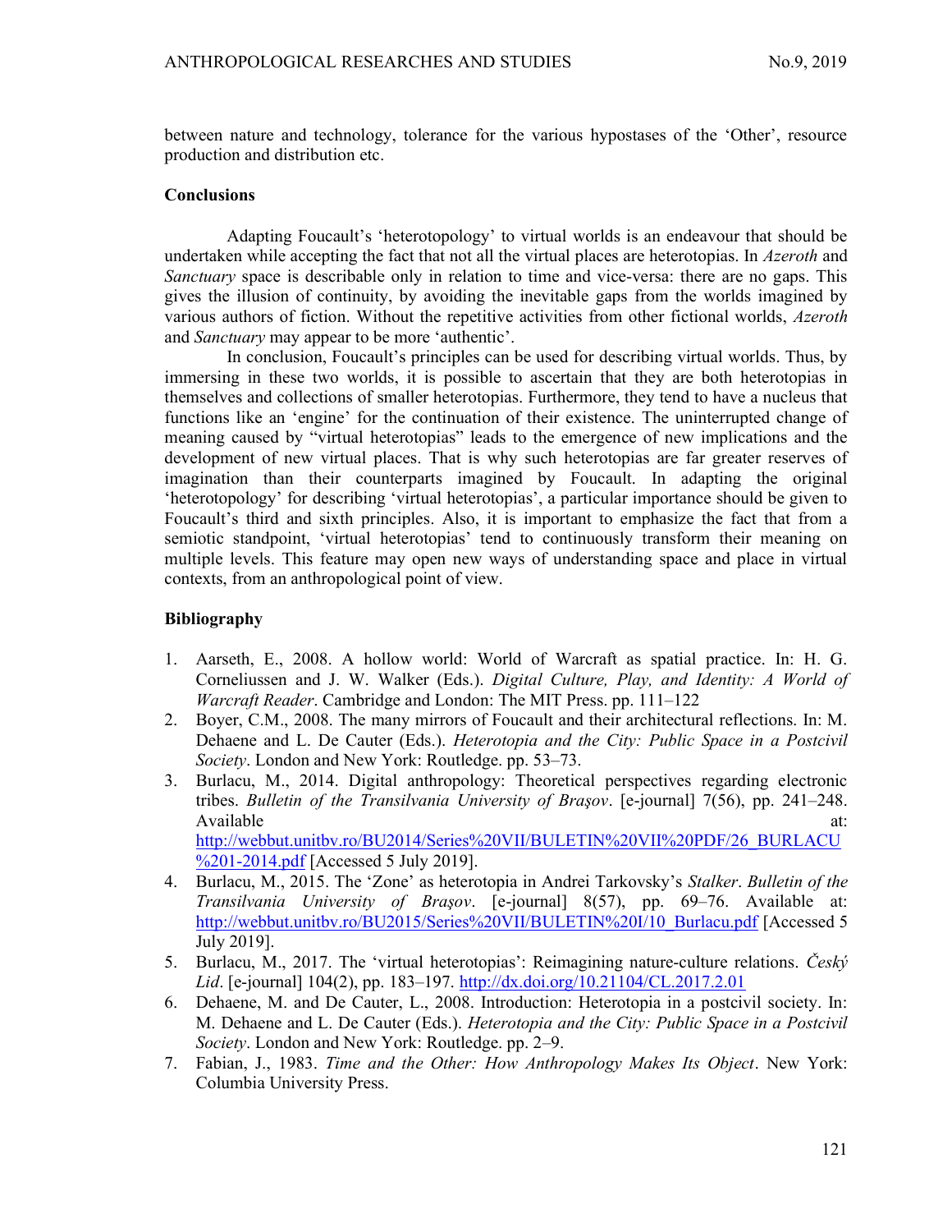between nature and technology, tolerance for the various hypostases of the 'Other', resource production and distribution etc.

**Conclusions**

Adapting Foucault's 'heterotopology' to virtual worlds is an endeavour that should be undertaken while accepting the fact that not all the virtual places are heterotopias. In *Azeroth* and *Sanctuary* space is describable only in relation to time and vice-versa: there are no gaps. This gives the illusion of continuity, by avoiding the inevitable gaps from the worlds imagined by various authors of fiction. Without the repetitive activities from other fictional worlds, *Azeroth* and *Sanctuary* may appear to be more 'authentic'.

In conclusion, Foucault's principles can be used for describing virtual worlds. Thus, by immersing in these two worlds, it is possible to ascertain that they are both heterotopias in themselves and collections of smaller heterotopias. Furthermore, they tend to have a nucleus that functions like an 'engine' for the continuation of their existence. The uninterrupted change of meaning caused by "virtual heterotopias" leads to the emergence of new implications and the development of new virtual places. That is why such heterotopias are far greater reserves of imagination than their counterparts imagined by Foucault. In adapting the original 'heterotopology' for describing 'virtual heterotopias', a particular importance should be given to Foucault's third and sixth principles. Also, it is important to emphasize the fact that from a semiotic standpoint, 'virtual heterotopias' tend to continuously transform their meaning on multiple levels. This feature may open new ways of understanding space and place in virtual contexts, from an anthropological point of view.

**Bibliography**

1. Aarseth, E., 2008. A hollow world: World of Warcraft as spatial practice. In: H. G. Corneliussen and J. W. Walker (Eds.). *Digital Culture, Play, and Identity: A World of Warcraft Reader*. Cambridge and London: The MIT Press. pp. 111–122
2. Boyer, C.M., 2008. The many mirrors of Foucault and their architectural reflections. In: M. Dehaene and L. De Cauter (Eds.). *Heterotopia and the City: Public Space in a Postcivil Society*. London and New York: Routledge. pp. 53–73.
3. Burlacu, M., 2014. Digital anthropology: Theoretical perspectives regarding electronic tribes. *Bulletin of the Transilvania University of Brașov*. [e-journal] 7(56), pp. 241–248. Available at: http://webbut.unitbv.ro/BU2014/Series%20VII/BULETIN%20VII%20PDF/26_BURLACU%201-2014.pdf [Accessed 5 July 2019].
4. Burlacu, M., 2015. The 'Zone' as heterotopia in Andrei Tarkovsky's *Stalker*. *Bulletin of the Transilvania University of Brașov*. [e-journal] 8(57), pp. 69–76. Available at: http://webbut.unitbv.ro/BU2015/Series%20VII/BULETIN%20I/10_Burlacu.pdf [Accessed 5 July 2019].
5. Burlacu, M., 2017. The 'virtual heterotopias': Reimagining nature-culture relations. *Český Lid*. [e-journal] 104(2), pp. 183–197. http://dx.doi.org/10.21104/CL.2017.2.01
6. Dehaene, M. and De Cauter, L., 2008. Introduction: Heterotopia in a postcivil society. In: M. Dehaene and L. De Cauter (Eds.). *Heterotopia and the City: Public Space in a Postcivil Society*. London and New York: Routledge. pp. 2–9.
7. Fabian, J., 1983. *Time and the Other: How Anthropology Makes Its Object*. New York: Columbia University Press.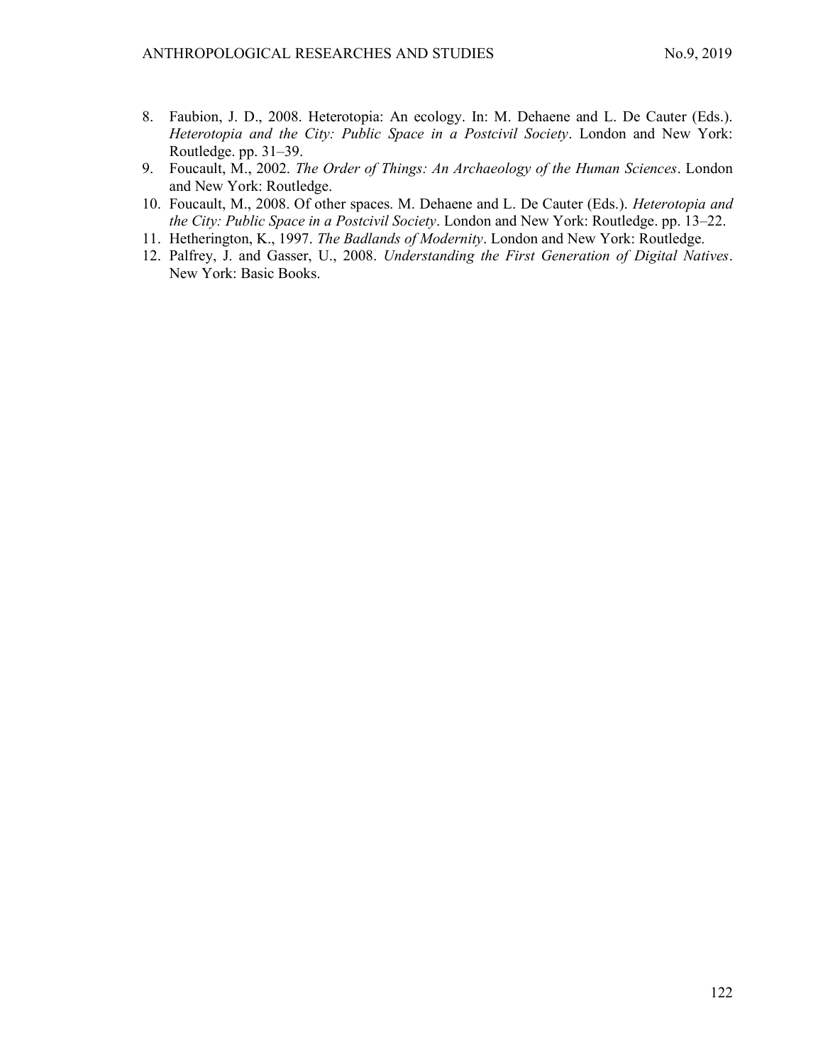8. Faubion, J. D., 2008. Heterotopia: An ecology. In: M. Dehaene and L. De Cauter (Eds.). *Heterotopia and the City: Public Space in a Postcivil Society*. London and New York: Routledge. pp. 31–39.
9. Foucault, M., 2002. *The Order of Things: An Archaeology of the Human Sciences*. London and New York: Routledge.
10. Foucault, M., 2008. Of other spaces. M. Dehaene and L. De Cauter (Eds.). *Heterotopia and the City: Public Space in a Postcivil Society*. London and New York: Routledge. pp. 13–22.
11. Hetherington, K., 1997. *The Badlands of Modernity*. London and New York: Routledge.
12. Palfrey, J. and Gasser, U., 2008. *Understanding the First Generation of Digital Natives*. New York: Basic Books.